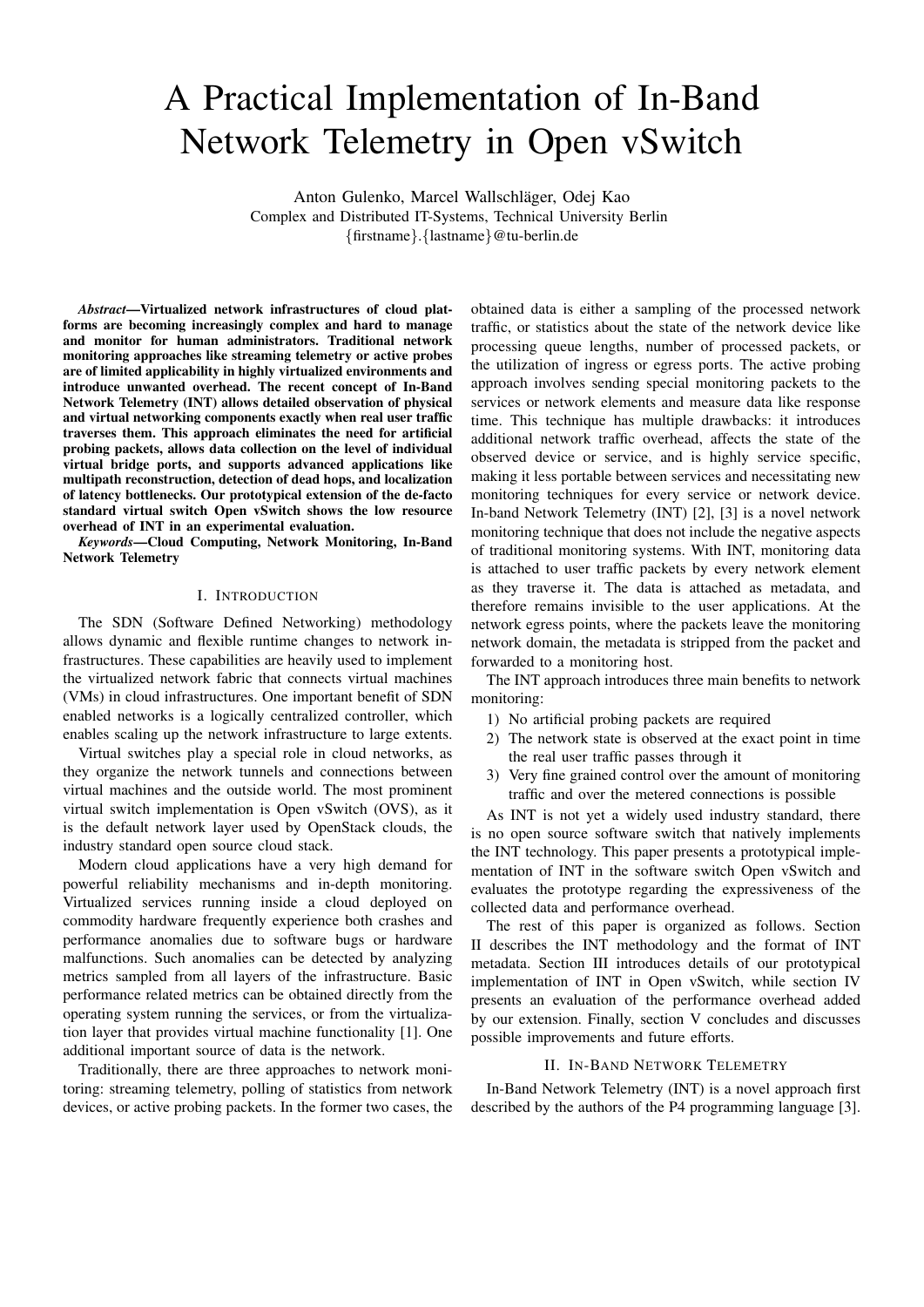# A Practical Implementation of In-Band Network Telemetry in Open vSwitch

Anton Gulenko, Marcel Wallschläger, Odej Kao
Complex and Distributed IT-Systems, Technical University Berlin
{firstname}.{lastname}@tu-berlin.de

***Abstract*—Virtualized network infrastructures of cloud platforms are becoming increasingly complex and hard to manage and monitor for human administrators. Traditional network monitoring approaches like streaming telemetry or active probes are of limited applicability in highly virtualized environments and introduce unwanted overhead. The recent concept of In-Band Network Telemetry (INT) allows detailed observation of physical and virtual networking components exactly when real user traffic traverses them. This approach eliminates the need for artificial probing packets, allows data collection on the level of individual virtual bridge ports, and supports advanced applications like multipath reconstruction, detection of dead hops, and localization of latency bottlenecks. Our prototypical extension of the de-facto standard virtual switch Open vSwitch shows the low resource overhead of INT in an experimental evaluation.**

***Keywords*—Cloud Computing, Network Monitoring, In-Band Network Telemetry**

## I. Introduction

The SDN (Software Defined Networking) methodology allows dynamic and flexible runtime changes to network infrastructures. These capabilities are heavily used to implement the virtualized network fabric that connects virtual machines (VMs) in cloud infrastructures. One important benefit of SDN enabled networks is a logically centralized controller, which enables scaling up the network infrastructure to large extents.

Virtual switches play a special role in cloud networks, as they organize the network tunnels and connections between virtual machines and the outside world. The most prominent virtual switch implementation is Open vSwitch (OVS), as it is the default network layer used by OpenStack clouds, the industry standard open source cloud stack.

Modern cloud applications have a very high demand for powerful reliability mechanisms and in-depth monitoring. Virtualized services running inside a cloud deployed on commodity hardware frequently experience both crashes and performance anomalies due to software bugs or hardware malfunctions. Such anomalies can be detected by analyzing metrics sampled from all layers of the infrastructure. Basic performance related metrics can be obtained directly from the operating system running the services, or from the virtualization layer that provides virtual machine functionality [1]. One additional important source of data is the network.

Traditionally, there are three approaches to network monitoring: streaming telemetry, polling of statistics from network devices, or active probing packets. In the former two cases, the obtained data is either a sampling of the processed network traffic, or statistics about the state of the network device like processing queue lengths, number of processed packets, or the utilization of ingress or egress ports. The active probing approach involves sending special monitoring packets to the services or network elements and measure data like response time. This technique has multiple drawbacks: it introduces additional network traffic overhead, affects the state of the observed device or service, and is highly service specific, making it less portable between services and necessitating new monitoring techniques for every service or network device. In-band Network Telemetry (INT) [2], [3] is a novel network monitoring technique that does not include the negative aspects of traditional monitoring systems. With INT, monitoring data is attached to user traffic packets by every network element as they traverse it. The data is attached as metadata, and therefore remains invisible to the user applications. At the network egress points, where the packets leave the monitoring network domain, the metadata is stripped from the packet and forwarded to a monitoring host.

The INT approach introduces three main benefits to network monitoring:

1) No artificial probing packets are required
2) The network state is observed at the exact point in time the real user traffic passes through it
3) Very fine grained control over the amount of monitoring traffic and over the metered connections is possible

As INT is not yet a widely used industry standard, there is no open source software switch that natively implements the INT technology. This paper presents a prototypical implementation of INT in the software switch Open vSwitch and evaluates the prototype regarding the expressiveness of the collected data and performance overhead.

The rest of this paper is organized as follows. Section II describes the INT methodology and the format of INT metadata. Section III introduces details of our prototypical implementation of INT in Open vSwitch, while section IV presents an evaluation of the performance overhead added by our extension. Finally, section V concludes and discusses possible improvements and future efforts.

## II. In-Band Network Telemetry

In-Band Network Telemetry (INT) is a novel approach first described by the authors of the P4 programming language [3].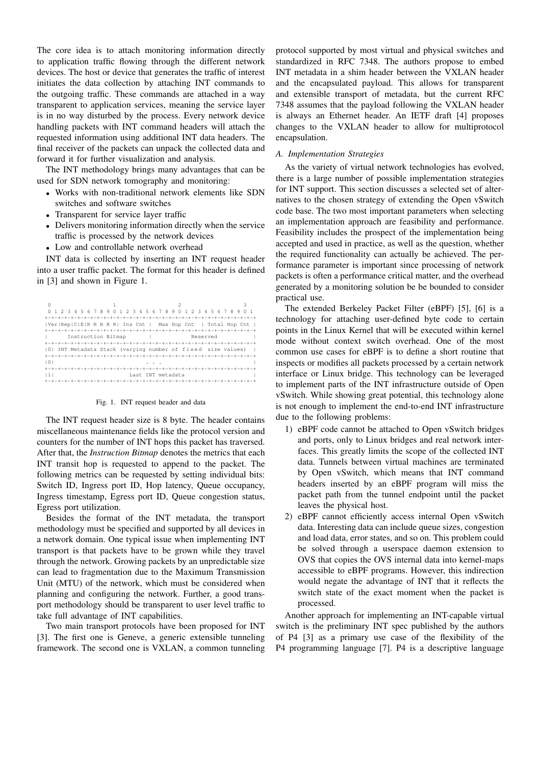The core idea is to attach monitoring information directly to application traffic flowing through the different network devices. The host or device that generates the traffic of interest initiates the data collection by attaching INT commands to the outgoing traffic. These commands are attached in a way transparent to application services, meaning the service layer is in no way disturbed by the process. Every network device handling packets with INT command headers will attach the requested information using additional INT data headers. The final receiver of the packets can unpack the collected data and forward it for further visualization and analysis.

The INT methodology brings many advantages that can be used for SDN network tomography and monitoring:

- Works with non-traditional network elements like SDN switches and software switches
- Transparent for service layer traffic
- Delivers monitoring information directly when the service traffic is processed by the network devices
- Low and controllable network overhead

INT data is collected by inserting an INT request header into a user traffic packet. The format for this header is defined in [3] and shown in Figure 1.

```
 0                   1                   2                   3
 0 1 2 3 4 5 6 7 8 9 0 1 2 3 4 5 6 7 8 9 0 1 2 3 4 5 6 7 8 9 0 1
+-+-+-+-+-+-+-+-+-+-+-+-+-+-+-+-+-+-+-+-+-+-+-+-+-+-+-+-+-+-+-+-+
|Ver|Rep|C|E|R R R R R| Ins Cnt |  Max Hop Cnt  | Total Hop Cnt |
+-+-+-+-+-+-+-+-+-+-+-+-+-+-+-+-+-+-+-+-+-+-+-+-+-+-+-+-+-+-+-+-+
|      Instruction Bitmap       |           Reserved            |
+-+-+-+-+-+-+-+-+-+-+-+-+-+-+-+-+-+-+-+-+-+-+-+-+-+-+-+-+-+-+-+-+
|0| INT Metadata Stack (varying number of fixed size values)   |
+-+-+-+-+-+-+-+-+-+-+-+-+-+-+-+-+-+-+-+-+-+-+-+-+-+-+-+-+-+-+-+-+
|0|                           . . .                             |
+-+-+-+-+-+-+-+-+-+-+-+-+-+-+-+-+-+-+-+-+-+-+-+-+-+-+-+-+-+-+-+-+
|1|                     Last INT metadata                       |
+-+-+-+-+-+-+-+-+-+-+-+-+-+-+-+-+-+-+-+-+-+-+-+-+-+-+-+-+-+-+-+-+
```

Fig. 1. INT request header and data

The INT request header size is 8 byte. The header contains miscellaneous maintenance fields like the protocol version and counters for the number of INT hops this packet has traversed. After that, the *Instruction Bitmap* denotes the metrics that each INT transit hop is requested to append to the packet. The following metrics can be requested by setting individual bits: Switch ID, Ingress port ID, Hop latency, Queue occupancy, Ingress timestamp, Egress port ID, Queue congestion status, Egress port utilization.

Besides the format of the INT metadata, the transport methodology must be specified and supported by all devices in a network domain. One typical issue when implementing INT transport is that packets have to be grown while they travel through the network. Growing packets by an unpredictable size can lead to fragmentation due to the Maximum Transmission Unit (MTU) of the network, which must be considered when planning and configuring the network. Further, a good transport methodology should be transparent to user level traffic to take full advantage of INT capabilities.

Two main transport protocols have been proposed for INT [3]. The first one is Geneve, a generic extensible tunneling framework. The second one is VXLAN, a common tunneling protocol supported by most virtual and physical switches and standardized in RFC 7348. The authors propose to embed INT metadata in a shim header between the VXLAN header and the encapsulated payload. This allows for transparent and extensible transport of metadata, but the current RFC 7348 assumes that the payload following the VXLAN header is always an Ethernet header. An IETF draft [4] proposes changes to the VXLAN header to allow for multiprotocol encapsulation.

### A. Implementation Strategies

As the variety of virtual network technologies has evolved, there is a large number of possible implementation strategies for INT support. This section discusses a selected set of alternatives to the chosen strategy of extending the Open vSwitch code base. The two most important parameters when selecting an implementation approach are feasibility and performance. Feasibility includes the prospect of the implementation being accepted and used in practice, as well as the question, whether the required functionality can actually be achieved. The performance parameter is important since processing of network packets is often a performance critical matter, and the overhead generated by a monitoring solution be be bounded to consider practical use.

The extended Berkeley Packet Filter (eBPF) [5], [6] is a technology for attaching user-defined byte code to certain points in the Linux Kernel that will be executed within kernel mode without context switch overhead. One of the most common use cases for eBPF is to define a short routine that inspects or modifies all packets processed by a certain network interface or Linux bridge. This technology can be leveraged to implement parts of the INT infrastructure outside of Open vSwitch. While showing great potential, this technology alone is not enough to implement the end-to-end INT infrastructure due to the following problems:

1) eBPF code cannot be attached to Open vSwitch bridges and ports, only to Linux bridges and real network interfaces. This greatly limits the scope of the collected INT data. Tunnels between virtual machines are terminated by Open vSwitch, which means that INT command headers inserted by an eBPF program will miss the packet path from the tunnel endpoint until the packet leaves the physical host.
2) eBPF cannot efficiently access internal Open vSwitch data. Interesting data can include queue sizes, congestion and load data, error states, and so on. This problem could be solved through a userspace daemon extension to OVS that copies the OVS internal data into kernel-maps accessible to eBPF programs. However, this indirection would negate the advantage of INT that it reflects the switch state of the exact moment when the packet is processed.

Another approach for implementing an INT-capable virtual switch is the preliminary INT spec published by the authors of P4 [3] as a primary use case of the flexibility of the P4 programming language [7]. P4 is a descriptive language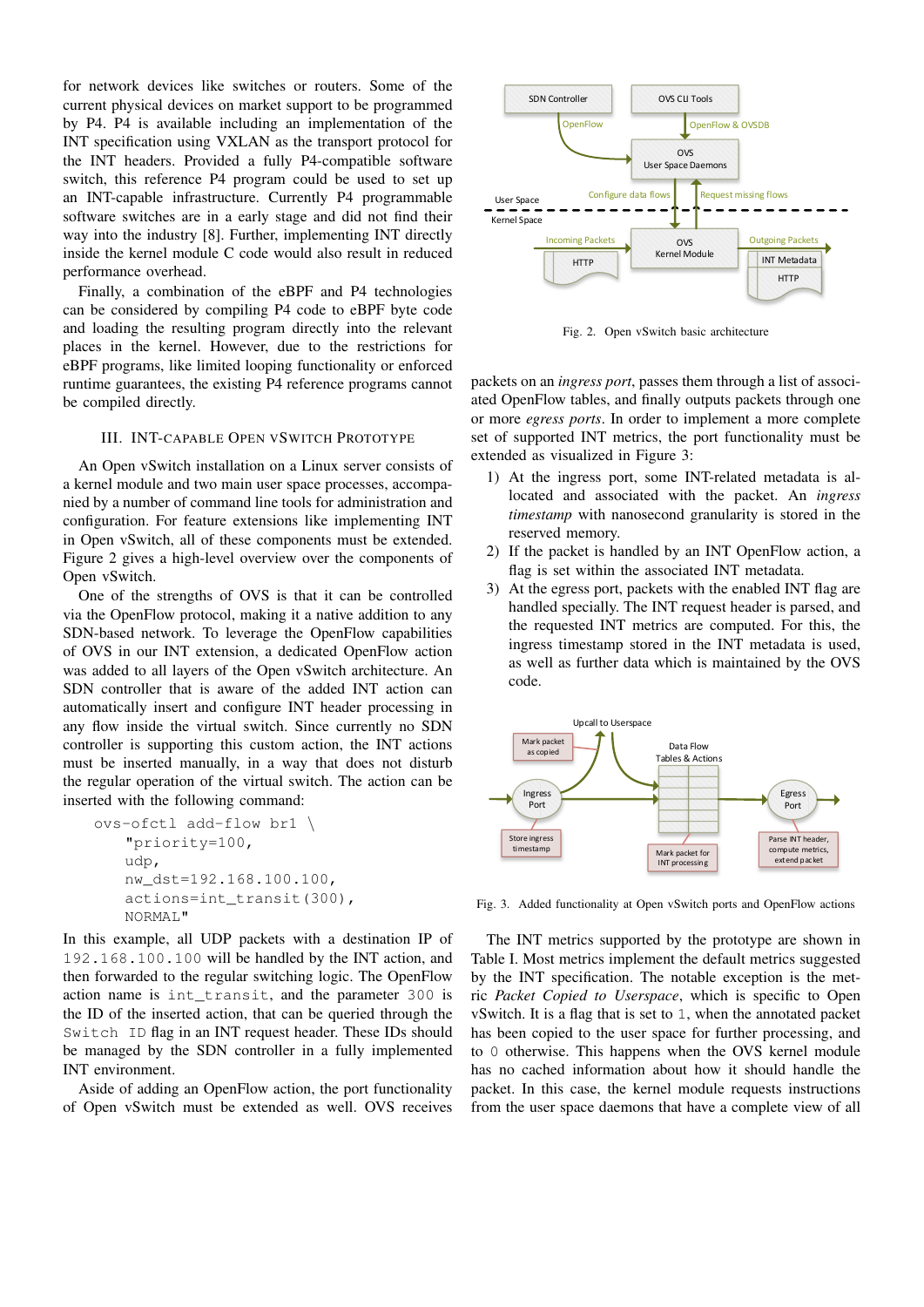for network devices like switches or routers. Some of the current physical devices on market support to be programmed by P4. P4 is available including an implementation of the INT specification using VXLAN as the transport protocol for the INT headers. Provided a fully P4-compatible software switch, this reference P4 program could be used to set up an INT-capable infrastructure. Currently P4 programmable software switches are in a early stage and did not find their way into the industry [8]. Further, implementing INT directly inside the kernel module C code would also result in reduced performance overhead.

Finally, a combination of the eBPF and P4 technologies can be considered by compiling P4 code to eBPF byte code and loading the resulting program directly into the relevant places in the kernel. However, due to the restrictions for eBPF programs, like limited looping functionality or enforced runtime guarantees, the existing P4 reference programs cannot be compiled directly.

## III. INT-Capable Open vSwitch Prototype

An Open vSwitch installation on a Linux server consists of a kernel module and two main user space processes, accompanied by a number of command line tools for administration and configuration. For feature extensions like implementing INT in Open vSwitch, all of these components must be extended. Figure 2 gives a high-level overview over the components of Open vSwitch.

One of the strengths of OVS is that it can be controlled via the OpenFlow protocol, making it a native addition to any SDN-based network. To leverage the OpenFlow capabilities of OVS in our INT extension, a dedicated OpenFlow action was added to all layers of the Open vSwitch architecture. An SDN controller that is aware of the added INT action can automatically insert and configure INT header processing in any flow inside the virtual switch. Since currently no SDN controller is supporting this custom action, the INT actions must be inserted manually, in a way that does not disturb the regular operation of the virtual switch. The action can be inserted with the following command:

```
ovs-ofctl add-flow br1 \
    "priority=100,
    udp,
    nw_dst=192.168.100.100,
    actions=int_transit(300),
    NORMAL"
```

In this example, all UDP packets with a destination IP of `192.168.100.100` will be handled by the INT action, and then forwarded to the regular switching logic. The OpenFlow action name is `int_transit`, and the parameter `300` is the ID of the inserted action, that can be queried through the `Switch ID` flag in an INT request header. These IDs should be managed by the SDN controller in a fully implemented INT environment.

Aside of adding an OpenFlow action, the port functionality of Open vSwitch must be extended as well. OVS receives packets on an *ingress port*, passes them through a list of associated OpenFlow tables, and finally outputs packets through one or more *egress ports*. In order to implement a more complete set of supported INT metrics, the port functionality must be extended as visualized in Figure 3:

1) At the ingress port, some INT-related metadata is allocated and associated with the packet. An *ingress timestamp* with nanosecond granularity is stored in the reserved memory.
2) If the packet is handled by an INT OpenFlow action, a flag is set within the associated INT metadata.
3) At the egress port, packets with the enabled INT flag are handled specially. The INT request header is parsed, and the requested INT metrics are computed. For this, the ingress timestamp stored in the INT metadata is used, as well as further data which is maintained by the OVS code.

Fig. 2. Open vSwitch basic architecture

Fig. 3. Added functionality at Open vSwitch ports and OpenFlow actions

The INT metrics supported by the prototype are shown in Table I. Most metrics implement the default metrics suggested by the INT specification. The notable exception is the metric *Packet Copied to Userspace*, which is specific to Open vSwitch. It is a flag that is set to `1`, when the annotated packet has been copied to the user space for further processing, and to `0` otherwise. This happens when the OVS kernel module has no cached information about how it should handle the packet. In this case, the kernel module requests instructions from the user space daemons that have a complete view of all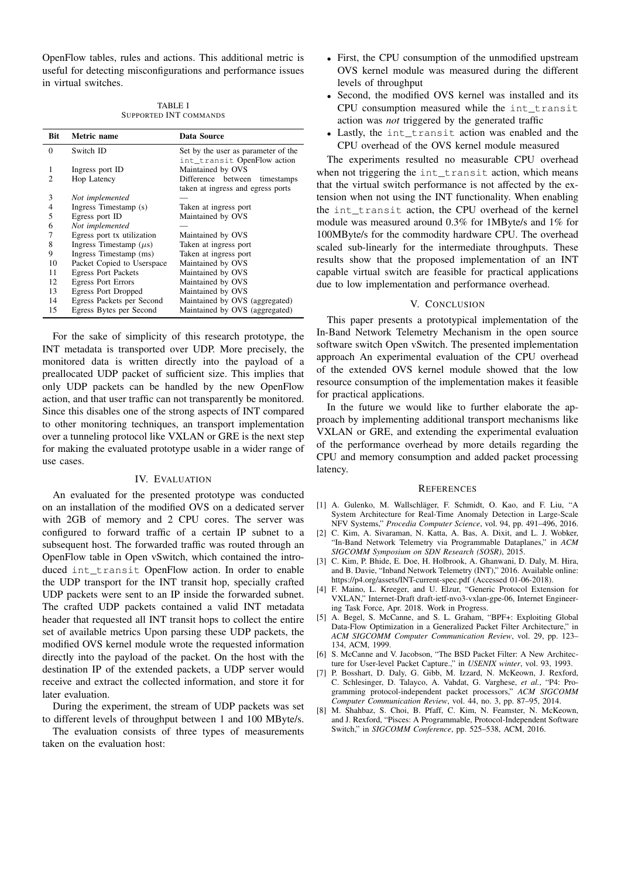OpenFlow tables, rules and actions. This additional metric is useful for detecting misconfigurations and performance issues in virtual switches.

TABLE I
SUPPORTED INT COMMANDS

| Bit | Metric name | Data Source |
|---|---|---|
| 0 | Switch ID | Set by the user as parameter of the int_transit OpenFlow action |
| 1 | Ingress port ID | Maintained by OVS |
| 2 | Hop Latency | Difference between timestamps taken at ingress and egress ports |
| 3 | *Not implemented* | — |
| 4 | Ingress Timestamp (s) | Taken at ingress port |
| 5 | Egress port ID | Maintained by OVS |
| 6 | *Not implemented* | — |
| 7 | Egress port tx utilization | Maintained by OVS |
| 8 | Ingress Timestamp ($\mu$s) | Taken at ingress port |
| 9 | Ingress Timestamp (ms) | Taken at ingress port |
| 10 | Packet Copied to Userspace | Maintained by OVS |
| 11 | Egress Port Packets | Maintained by OVS |
| 12 | Egress Port Errors | Maintained by OVS |
| 13 | Egress Port Dropped | Maintained by OVS |
| 14 | Egress Packets per Second | Maintained by OVS (aggregated) |
| 15 | Egress Bytes per Second | Maintained by OVS (aggregated) |

For the sake of simplicity of this research prototype, the INT metadata is transported over UDP. More precisely, the monitored data is written directly into the payload of a preallocated UDP packet of sufficient size. This implies that only UDP packets can be handled by the new OpenFlow action, and that user traffic can not transparently be monitored. Since this disables one of the strong aspects of INT compared to other monitoring techniques, an transport implementation over a tunneling protocol like VXLAN or GRE is the next step for making the evaluated prototype usable in a wider range of use cases.

## IV. Evaluation

An evaluated for the presented prototype was conducted on an installation of the modified OVS on a dedicated server with 2GB of memory and 2 CPU cores. The server was configured to forward traffic of a certain IP subnet to a subsequent host. The forwarded traffic was routed through an OpenFlow table in Open vSwitch, which contained the introduced int_transit OpenFlow action. In order to enable the UDP transport for the INT transit hop, specially crafted UDP packets were sent to an IP inside the forwarded subnet. The crafted UDP packets contained a valid INT metadata header that requested all INT transit hops to collect the entire set of available metrics Upon parsing these UDP packets, the modified OVS kernel module wrote the requested information directly into the payload of the packet. On the host with the destination IP of the extended packets, a UDP server would receive and extract the collected information, and store it for later evaluation.

During the experiment, the stream of UDP packets was set to different levels of throughput between 1 and 100 MByte/s.

The evaluation consists of three types of measurements taken on the evaluation host:

- First, the CPU consumption of the unmodified upstream OVS kernel module was measured during the different levels of throughput
- Second, the modified OVS kernel was installed and its CPU consumption measured while the int_transit action was *not* triggered by the generated traffic
- Lastly, the int_transit action was enabled and the CPU overhead of the OVS kernel module measured

The experiments resulted no measurable CPU overhead when not triggering the int_transit action, which means that the virtual switch performance is not affected by the extension when not using the INT functionality. When enabling the int_transit action, the CPU overhead of the kernel module was measured around 0.3% for 1MByte/s and 1% for 100MByte/s for the commodity hardware CPU. The overhead scaled sub-linearly for the intermediate throughputs. These results show that the proposed implementation of an INT capable virtual switch are feasible for practical applications due to low implementation and performance overhead.

## V. Conclusion

This paper presents a prototypical implementation of the In-Band Network Telemetry Mechanism in the open source software switch Open vSwitch. The presented implementation approach An experimental evaluation of the CPU overhead of the extended OVS kernel module showed that the low resource consumption of the implementation makes it feasible for practical applications.

In the future we would like to further elaborate the approach by implementing additional transport mechanisms like VXLAN or GRE, and extending the experimental evaluation of the performance overhead by more details regarding the CPU and memory consumption and added packet processing latency.

## References

[1] A. Gulenko, M. Wallschläger, F. Schmidt, O. Kao, and F. Liu, "A System Architecture for Real-Time Anomaly Detection in Large-Scale NFV Systems," *Procedia Computer Science*, vol. 94, pp. 491–496, 2016.

[2] C. Kim, A. Sivaraman, N. Katta, A. Bas, A. Dixit, and L. J. Wobker, "In-Band Network Telemetry via Programmable Dataplanes," in *ACM SIGCOMM Symposium on SDN Research (SOSR)*, 2015.

[3] C. Kim, P. Bhide, E. Doe, H. Holbrook, A. Ghanwani, D. Daly, M. Hira, and B. Davie, "Inband Network Telemetry (INT)," 2016. Available online: https://p4.org/assets/INT-current-spec.pdf (Accessed 01-06-2018).

[4] F. Maino, L. Kreeger, and U. Elzur, "Generic Protocol Extension for VXLAN," Internet-Draft draft-ietf-nvo3-vxlan-gpe-06, Internet Engineering Task Force, Apr. 2018. Work in Progress.

[5] A. Begel, S. McCanne, and S. L. Graham, "BPF+: Exploiting Global Data-Flow Optimization in a Generalized Packet Filter Architecture," in *ACM SIGCOMM Computer Communication Review*, vol. 29, pp. 123–134, ACM, 1999.

[6] S. McCanne and V. Jacobson, "The BSD Packet Filter: A New Architecture for User-level Packet Capture.," in *USENIX winter*, vol. 93, 1993.

[7] P. Bosshart, D. Daly, G. Gibb, M. Izzard, N. McKeown, J. Rexford, C. Schlesinger, D. Talayco, A. Vahdat, G. Varghese, *et al.*, "P4: Programming protocol-independent packet processors," *ACM SIGCOMM Computer Communication Review*, vol. 44, no. 3, pp. 87–95, 2014.

[8] M. Shahbaz, S. Choi, B. Pfaff, C. Kim, N. Feamster, N. McKeown, and J. Rexford, "Pisces: A Programmable, Protocol-Independent Software Switch," in *SIGCOMM Conference*, pp. 525–538, ACM, 2016.